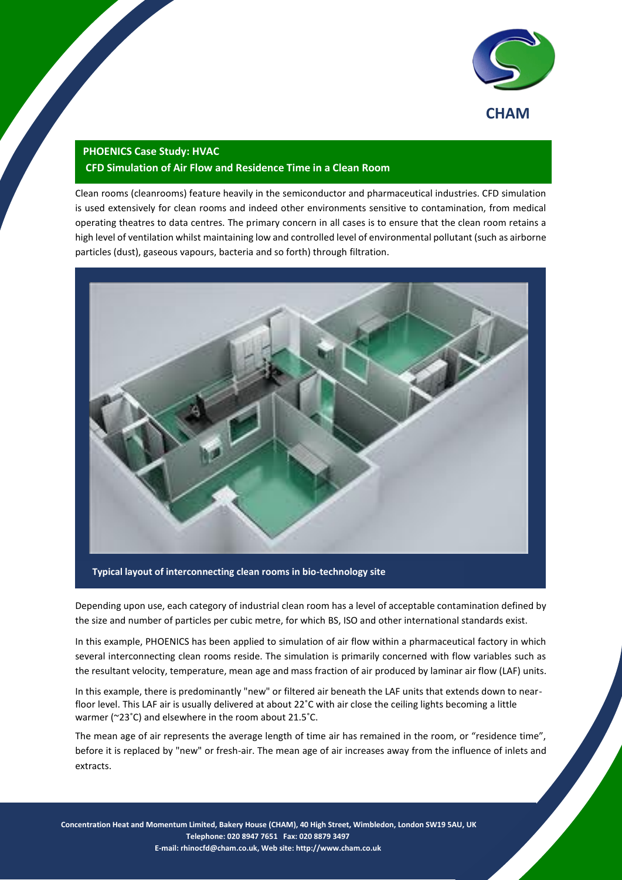CHAM

## PHOENICS Case Study: HVAC

### CFD Simulation of Air Flow and Residence Time in a Clean Room

Clean rooms (cleanrooms) feature heavily in the semiconductor and pharmaceutical industries. CFD simulation is used extensively for clean rooms and indeed other environments sensitive to contamination, from medical operating theatres to data centres. The primary concern in all cases is to ensure that the clean room retains a high level of ventilation whilst maintaining low and controlled level of environmental pollutant (such as airborne particles (dust), gaseous vapours, bacteria and so forth) through filtration.

**Typical layout of interconnecting clean rooms in bio-technology site**

Depending upon use, each category of industrial clean room has a level of acceptable contamination defined by the size and number of particles per cubic metre, for which BS, ISO and other international standards exist.

In this example, PHOENICS has been applied to simulation of air flow within a pharmaceutical factory in which several interconnecting clean rooms reside. The simulation is primarily concerned with flow variables such as the resultant velocity, temperature, mean age and mass fraction of air produced by laminar air flow (LAF) units.

In this example, there is predominantly "new" or filtered air beneath the LAF units that extends down to near-floor level. This LAF air is usually delivered at about 22˚C with air close the ceiling lights becoming a little warmer (~23˚C) and elsewhere in the room about 21.5˚C.

The mean age of air represents the average length of time air has remained in the room, or "residence time", before it is replaced by "new" or fresh-air. The mean age of air increases away from the influence of inlets and extracts.

Concentration Heat and Momentum Limited, Bakery House (CHAM), 40 High Street, Wimbledon, London SW19 5AU, UK
Telephone: 020 8947 7651 Fax: 020 8879 3497
E-mail: rhinocfd@cham.co.uk, Web site: http://www.cham.co.uk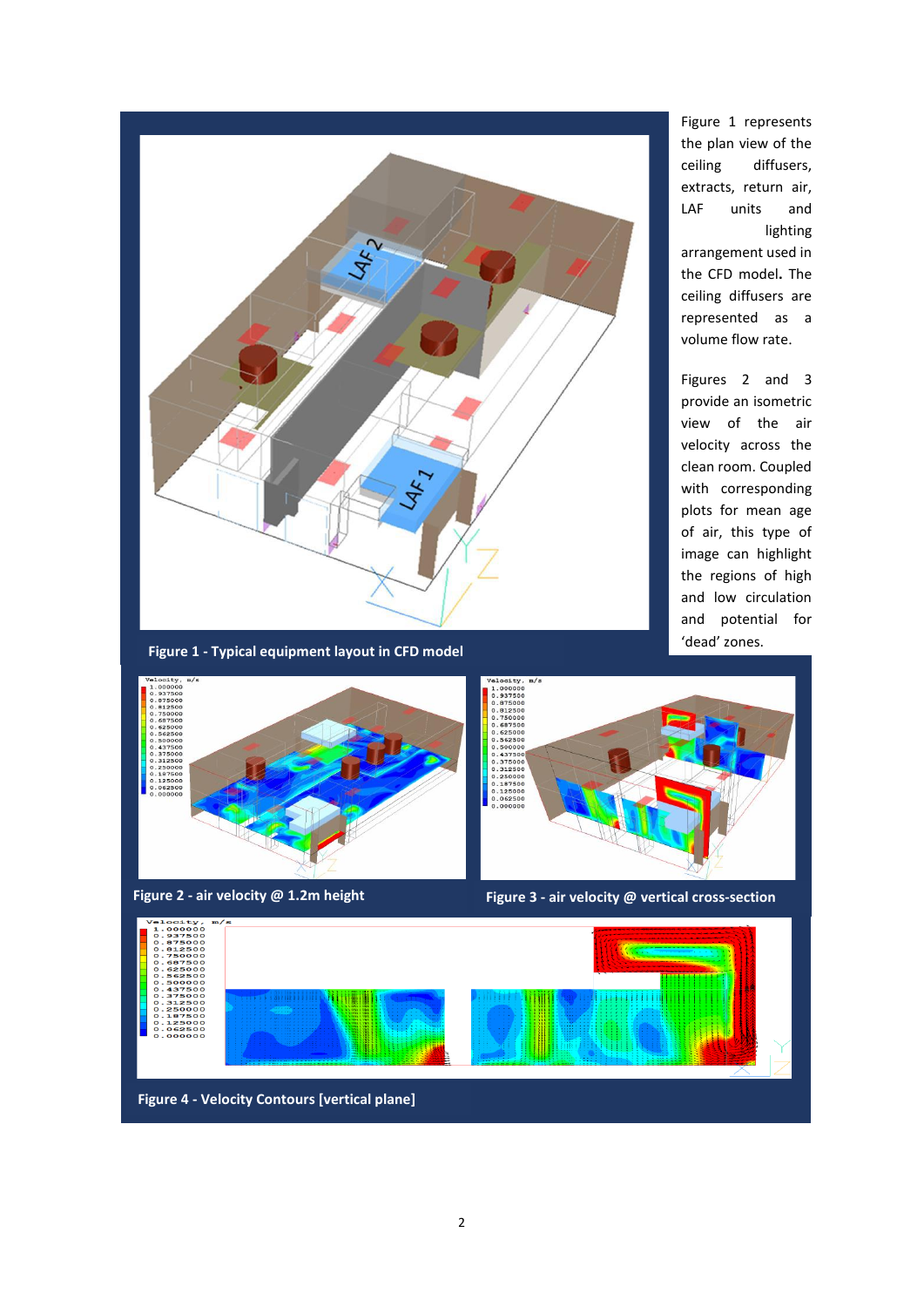Figure 1 represents the plan view of the ceiling diffusers, extracts, return air, LAF units and lighting arrangement used in the CFD model. The ceiling diffusers are represented as a volume flow rate.

Figures 2 and 3 provide an isometric view of the air velocity across the clean room. Coupled with corresponding plots for mean age of air, this type of image can highlight the regions of high and low circulation and potential for 'dead' zones.

**Figure 1 - Typical equipment layout in CFD model**

**Figure 2 - air velocity @ 1.2m height**

**Figure 3 - air velocity @ vertical cross-section**

**Figure 4 - Velocity Contours [vertical plane]**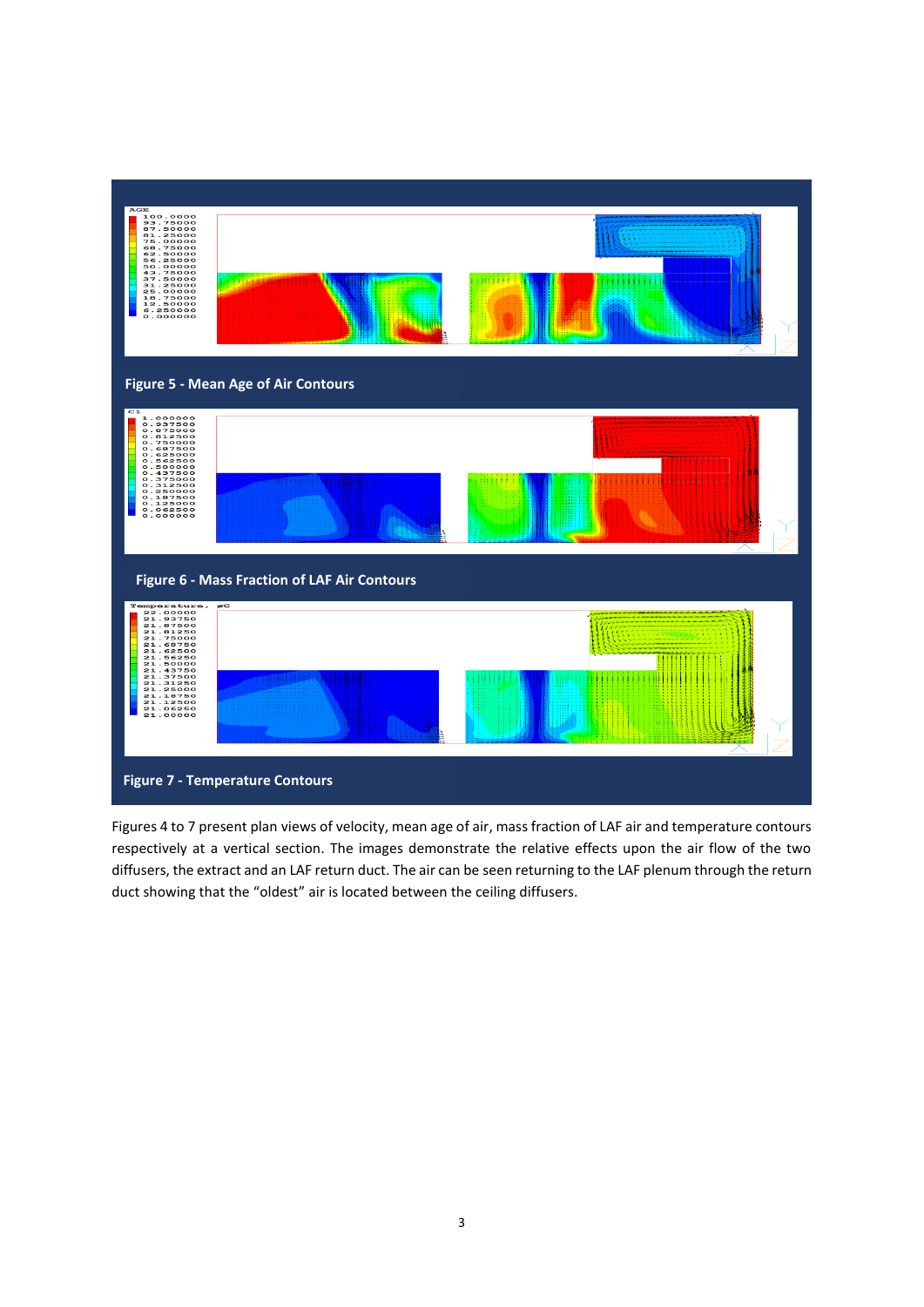AGE
100.0000
93.75000
87.50000
81.25000
75.00000
68.75000
62.50000
56.25000
50.00000
43.75000
37.50000
31.25000
25.00000
18.75000
12.50000
6.250000
0.000000

**Figure 5 - Mean Age of Air Contours**

C1
1.000000
0.937500
0.875000
0.812500
0.750000
0.687500
0.625000
0.562500
0.500000
0.437500
0.375000
0.312500
0.250000
0.187500
0.125000
0.062500
0.000000

**Figure 6 - Mass Fraction of LAF Air Contours**

Temperature, ºC
22.00000
21.93750
21.87500
21.81250
21.75000
21.68750
21.62500
21.56250
21.50000
21.43750
21.37500
21.31250
21.25000
21.18750
21.12500
21.06250
21.00000

**Figure 7 - Temperature Contours**

Figures 4 to 7 present plan views of velocity, mean age of air, mass fraction of LAF air and temperature contours respectively at a vertical section. The images demonstrate the relative effects upon the air flow of the two diffusers, the extract and an LAF return duct. The air can be seen returning to the LAF plenum through the return duct showing that the "oldest" air is located between the ceiling diffusers.